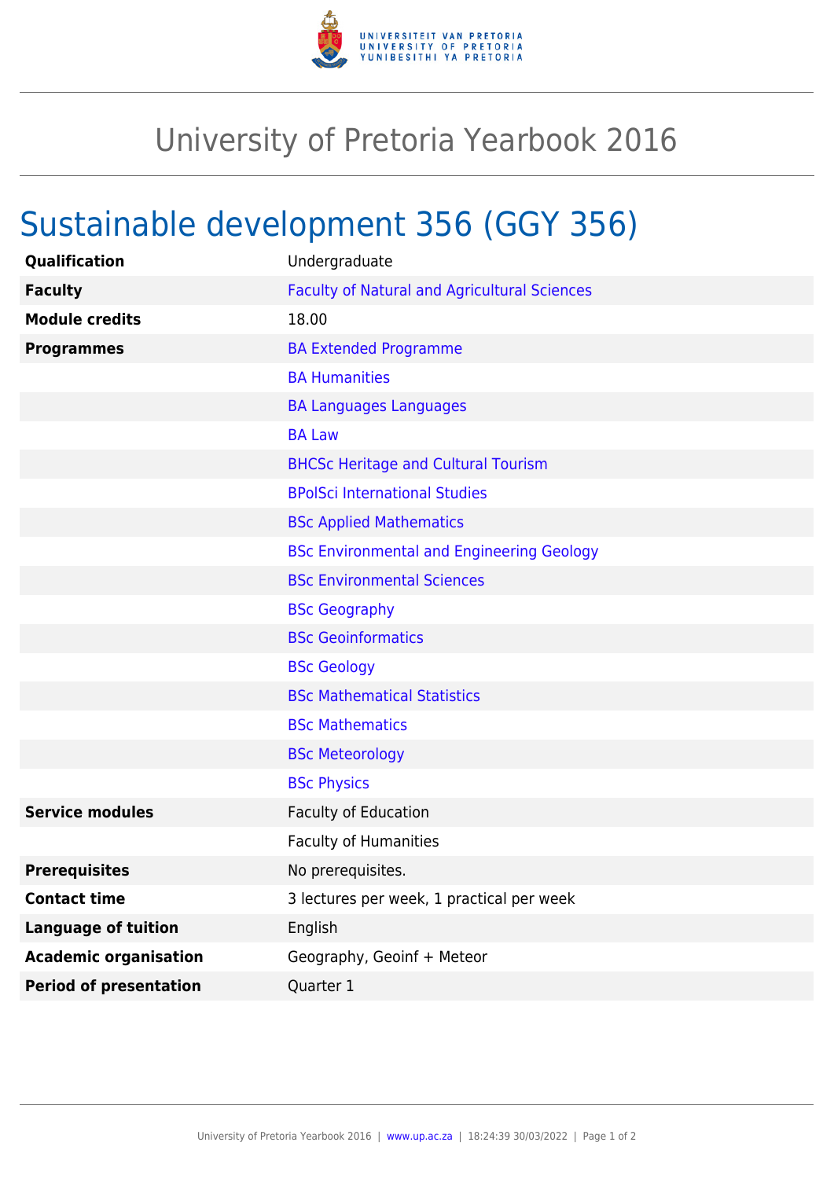# University of Pretoria Yearbook 2016

## Sustainable development 356 (GGY 356)

| | |
|---|---|
| **Qualification** | Undergraduate |
| **Faculty** | Faculty of Natural and Agricultural Sciences |
| **Module credits** | 18.00 |
| **Programmes** | BA Extended Programme |
| | BA Humanities |
| | BA Languages Languages |
| | BA Law |
| | BHCSc Heritage and Cultural Tourism |
| | BPolSci International Studies |
| | BSc Applied Mathematics |
| | BSc Environmental and Engineering Geology |
| | BSc Environmental Sciences |
| | BSc Geography |
| | BSc Geoinformatics |
| | BSc Geology |
| | BSc Mathematical Statistics |
| | BSc Mathematics |
| | BSc Meteorology |
| | BSc Physics |
| **Service modules** | Faculty of Education |
| | Faculty of Humanities |
| **Prerequisites** | No prerequisites. |
| **Contact time** | 3 lectures per week, 1 practical per week |
| **Language of tuition** | English |
| **Academic organisation** | Geography, Geoinf + Meteor |
| **Period of presentation** | Quarter 1 |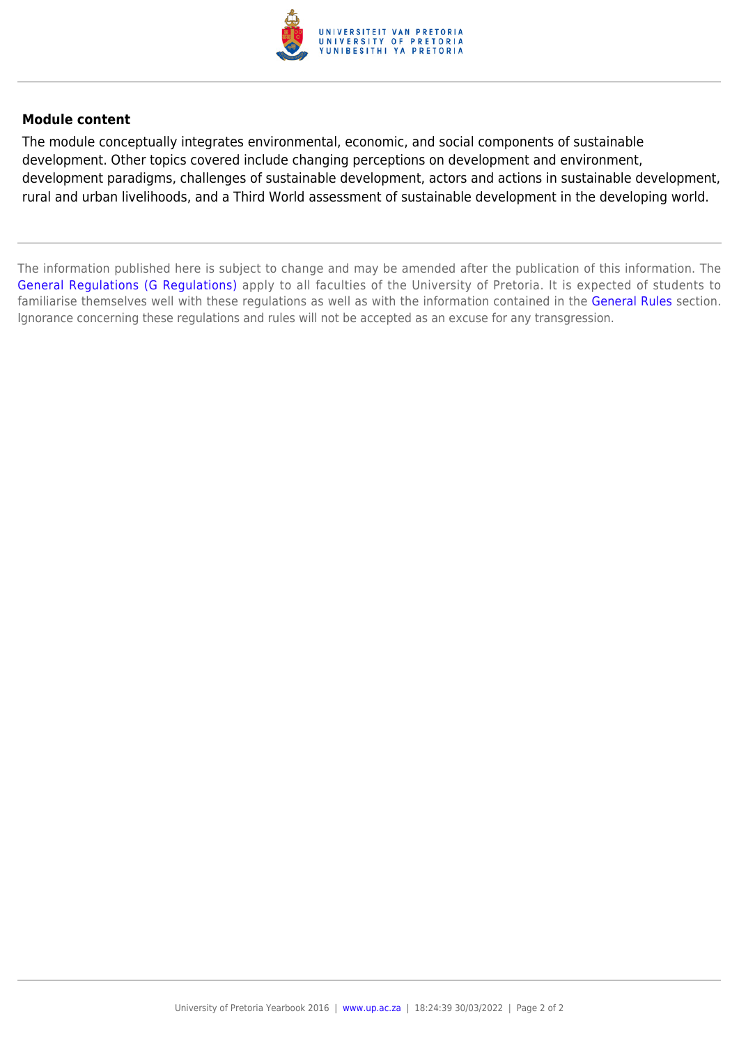**Module content**

The module conceptually integrates environmental, economic, and social components of sustainable development. Other topics covered include changing perceptions on development and environment, development paradigms, challenges of sustainable development, actors and actions in sustainable development, rural and urban livelihoods, and a Third World assessment of sustainable development in the developing world.

The information published here is subject to change and may be amended after the publication of this information. The General Regulations (G Regulations) apply to all faculties of the University of Pretoria. It is expected of students to familiarise themselves well with these regulations as well as with the information contained in the General Rules section. Ignorance concerning these regulations and rules will not be accepted as an excuse for any transgression.